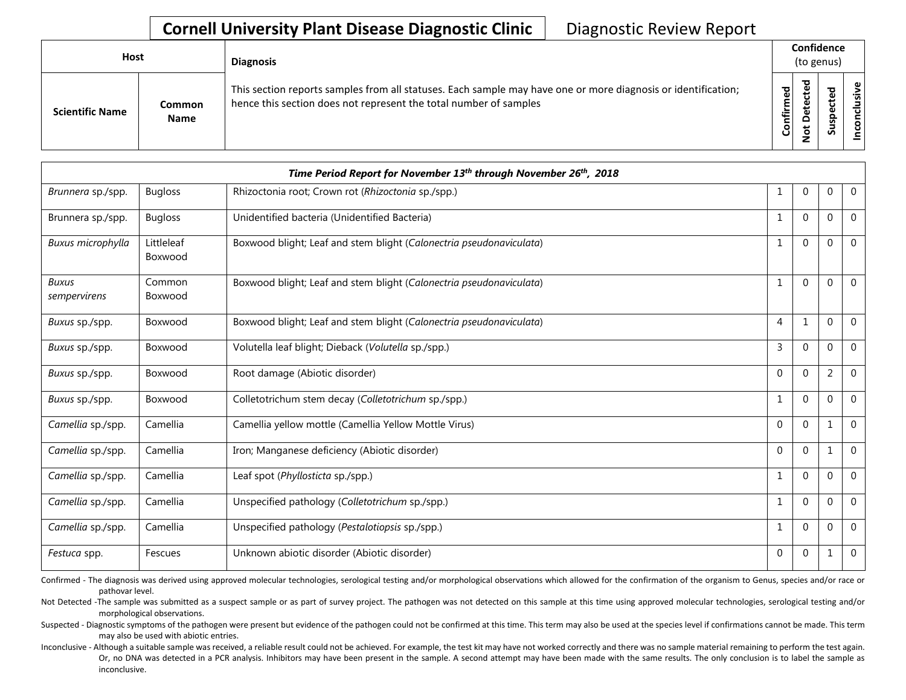# Cornell University Plant Disease Diagnostic Clinic

Diagnostic Review Report

| Host | | Diagnosis | Confidence (to genus) | | | |
|---|---|---|---|---|---|---|
| Scientific Name | Common Name | This section reports samples from all statuses. Each sample may have one or more diagnosis or identification; hence this section does not represent the total number of samples | Confirmed | Not Detected | Suspected | Inconclusive |
| ***Time Period Report for November 13th through November 26th, 2018*** | | | | | | |
| *Brunnera* sp./spp. | Bugloss | Rhizoctonia root; Crown rot (*Rhizoctonia* sp./spp.) | 1 | 0 | 0 | 0 |
| Brunnera sp./spp. | Bugloss | Unidentified bacteria (Unidentified Bacteria) | 1 | 0 | 0 | 0 |
| *Buxus microphylla* | Littleleaf Boxwood | Boxwood blight; Leaf and stem blight (*Calonectria pseudonaviculata*) | 1 | 0 | 0 | 0 |
| *Buxus sempervirens* | Common Boxwood | Boxwood blight; Leaf and stem blight (*Calonectria pseudonaviculata*) | 1 | 0 | 0 | 0 |
| *Buxus* sp./spp. | Boxwood | Boxwood blight; Leaf and stem blight (*Calonectria pseudonaviculata*) | 4 | 1 | 0 | 0 |
| *Buxus* sp./spp. | Boxwood | Volutella leaf blight; Dieback (*Volutella* sp./spp.) | 3 | 0 | 0 | 0 |
| *Buxus* sp./spp. | Boxwood | Root damage (Abiotic disorder) | 0 | 0 | 2 | 0 |
| *Buxus* sp./spp. | Boxwood | Colletotrichum stem decay (*Colletotrichum* sp./spp.) | 1 | 0 | 0 | 0 |
| *Camellia* sp./spp. | Camellia | Camellia yellow mottle (Camellia Yellow Mottle Virus) | 0 | 0 | 1 | 0 |
| *Camellia* sp./spp. | Camellia | Iron; Manganese deficiency (Abiotic disorder) | 0 | 0 | 1 | 0 |
| *Camellia* sp./spp. | Camellia | Leaf spot (*Phyllosticta* sp./spp.) | 1 | 0 | 0 | 0 |
| *Camellia* sp./spp. | Camellia | Unspecified pathology (*Colletotrichum* sp./spp.) | 1 | 0 | 0 | 0 |
| *Camellia* sp./spp. | Camellia | Unspecified pathology (*Pestalotiopsis* sp./spp.) | 1 | 0 | 0 | 0 |
| *Festuca* spp. | Fescues | Unknown abiotic disorder (Abiotic disorder) | 0 | 0 | 1 | 0 |

Confirmed - The diagnosis was derived using approved molecular technologies, serological testing and/or morphological observations which allowed for the confirmation of the organism to Genus, species and/or race or pathovar level.

Not Detected -The sample was submitted as a suspect sample or as part of survey project. The pathogen was not detected on this sample at this time using approved molecular technologies, serological testing and/or morphological observations.

Suspected - Diagnostic symptoms of the pathogen were present but evidence of the pathogen could not be confirmed at this time. This term may also be used at the species level if confirmations cannot be made. This term may also be used with abiotic entries.

Inconclusive - Although a suitable sample was received, a reliable result could not be achieved. For example, the test kit may have not worked correctly and there was no sample material remaining to perform the test again. Or, no DNA was detected in a PCR analysis. Inhibitors may have been present in the sample. A second attempt may have been made with the same results. The only conclusion is to label the sample as inconclusive.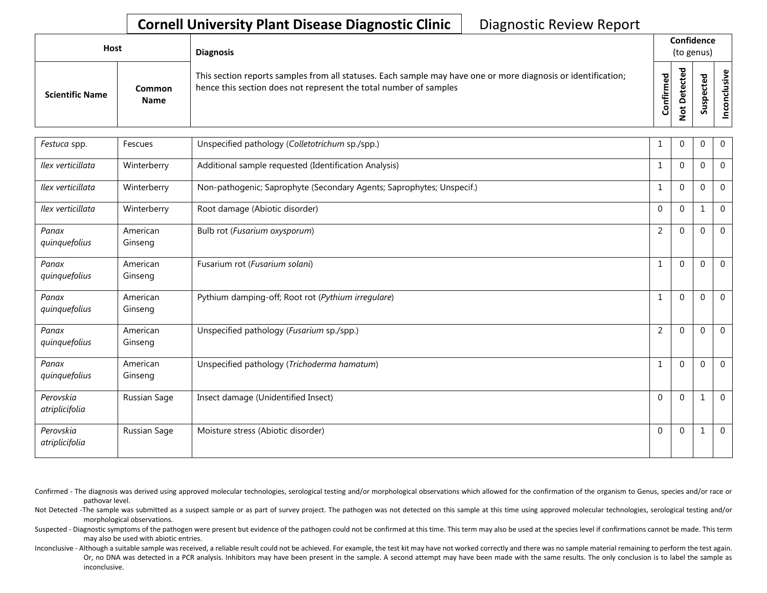# Cornell University Plant Disease Diagnostic Clinic

Diagnostic Review Report

| Host | | Diagnosis | Confidence (to genus) | | | |
|---|---|---|---|---|---|---|
| **Scientific Name** | **Common Name** | This section reports samples from all statuses. Each sample may have one or more diagnosis or identification; hence this section does not represent the total number of samples | **Confirmed** | **Not Detected** | **Suspected** | **Inconclusive** |
| *Festuca* spp. | Fescues | Unspecified pathology (*Colletotrichum* sp./spp.) | 1 | 0 | 0 | 0 |
| *Ilex verticillata* | Winterberry | Additional sample requested (Identification Analysis) | 1 | 0 | 0 | 0 |
| *Ilex verticillata* | Winterberry | Non-pathogenic; Saprophyte (Secondary Agents; Saprophytes; Unspecif.) | 1 | 0 | 0 | 0 |
| *Ilex verticillata* | Winterberry | Root damage (Abiotic disorder) | 0 | 0 | 1 | 0 |
| *Panax quinquefolius* | American Ginseng | Bulb rot (*Fusarium oxysporum*) | 2 | 0 | 0 | 0 |
| *Panax quinquefolius* | American Ginseng | Fusarium rot (*Fusarium solani*) | 1 | 0 | 0 | 0 |
| *Panax quinquefolius* | American Ginseng | Pythium damping-off; Root rot (*Pythium irregulare*) | 1 | 0 | 0 | 0 |
| *Panax quinquefolius* | American Ginseng | Unspecified pathology (*Fusarium* sp./spp.) | 2 | 0 | 0 | 0 |
| *Panax quinquefolius* | American Ginseng | Unspecified pathology (*Trichoderma hamatum*) | 1 | 0 | 0 | 0 |
| *Perovskia atriplicifolia* | Russian Sage | Insect damage (Unidentified Insect) | 0 | 0 | 1 | 0 |
| *Perovskia atriplicifolia* | Russian Sage | Moisture stress (Abiotic disorder) | 0 | 0 | 1 | 0 |

Confirmed - The diagnosis was derived using approved molecular technologies, serological testing and/or morphological observations which allowed for the confirmation of the organism to Genus, species and/or race or pathovar level.

Not Detected -The sample was submitted as a suspect sample or as part of survey project. The pathogen was not detected on this sample at this time using approved molecular technologies, serological testing and/or morphological observations.

Suspected - Diagnostic symptoms of the pathogen were present but evidence of the pathogen could not be confirmed at this time. This term may also be used at the species level if confirmations cannot be made. This term may also be used with abiotic entries.

Inconclusive - Although a suitable sample was received, a reliable result could not be achieved. For example, the test kit may have not worked correctly and there was no sample material remaining to perform the test again. Or, no DNA was detected in a PCR analysis. Inhibitors may have been present in the sample. A second attempt may have been made with the same results. The only conclusion is to label the sample as inconclusive.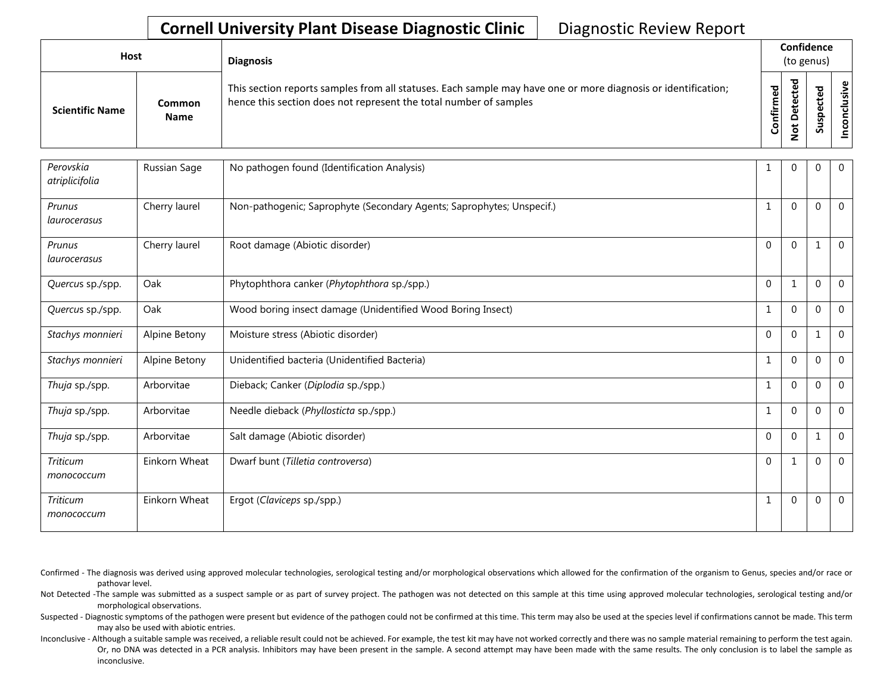# Cornell University Plant Disease Diagnostic Clinic

Diagnostic Review Report

| Host | | Diagnosis | Confidence (to genus) | | | |
|---|---|---|---|---|---|---|
| Scientific Name | Common Name | This section reports samples from all statuses. Each sample may have one or more diagnosis or identification; hence this section does not represent the total number of samples | Confirmed | Not Detected | Suspected | Inconclusive |
| *Perovskia atriplicifolia* | Russian Sage | No pathogen found (Identification Analysis) | 1 | 0 | 0 | 0 |
| *Prunus laurocerasus* | Cherry laurel | Non-pathogenic; Saprophyte (Secondary Agents; Saprophytes; Unspecif.) | 1 | 0 | 0 | 0 |
| *Prunus laurocerasus* | Cherry laurel | Root damage (Abiotic disorder) | 0 | 0 | 1 | 0 |
| *Quercus* sp./spp. | Oak | Phytophthora canker (*Phytophthora* sp./spp.) | 0 | 1 | 0 | 0 |
| *Quercus* sp./spp. | Oak | Wood boring insect damage (Unidentified Wood Boring Insect) | 1 | 0 | 0 | 0 |
| *Stachys monnieri* | Alpine Betony | Moisture stress (Abiotic disorder) | 0 | 0 | 1 | 0 |
| *Stachys monnieri* | Alpine Betony | Unidentified bacteria (Unidentified Bacteria) | 1 | 0 | 0 | 0 |
| *Thuja* sp./spp. | Arborvitae | Dieback; Canker (*Diplodia* sp./spp.) | 1 | 0 | 0 | 0 |
| *Thuja* sp./spp. | Arborvitae | Needle dieback (*Phyllosticta* sp./spp.) | 1 | 0 | 0 | 0 |
| *Thuja* sp./spp. | Arborvitae | Salt damage (Abiotic disorder) | 0 | 0 | 1 | 0 |
| *Triticum monococcum* | Einkorn Wheat | Dwarf bunt (*Tilletia controversa*) | 0 | 1 | 0 | 0 |
| *Triticum monococcum* | Einkorn Wheat | Ergot (*Claviceps* sp./spp.) | 1 | 0 | 0 | 0 |

Confirmed - The diagnosis was derived using approved molecular technologies, serological testing and/or morphological observations which allowed for the confirmation of the organism to Genus, species and/or race or pathovar level.

Not Detected -The sample was submitted as a suspect sample or as part of survey project. The pathogen was not detected on this sample at this time using approved molecular technologies, serological testing and/or morphological observations.

Suspected - Diagnostic symptoms of the pathogen were present but evidence of the pathogen could not be confirmed at this time. This term may also be used at the species level if confirmations cannot be made. This term may also be used with abiotic entries.

Inconclusive - Although a suitable sample was received, a reliable result could not be achieved. For example, the test kit may have not worked correctly and there was no sample material remaining to perform the test again. Or, no DNA was detected in a PCR analysis. Inhibitors may have been present in the sample. A second attempt may have been made with the same results. The only conclusion is to label the sample as inconclusive.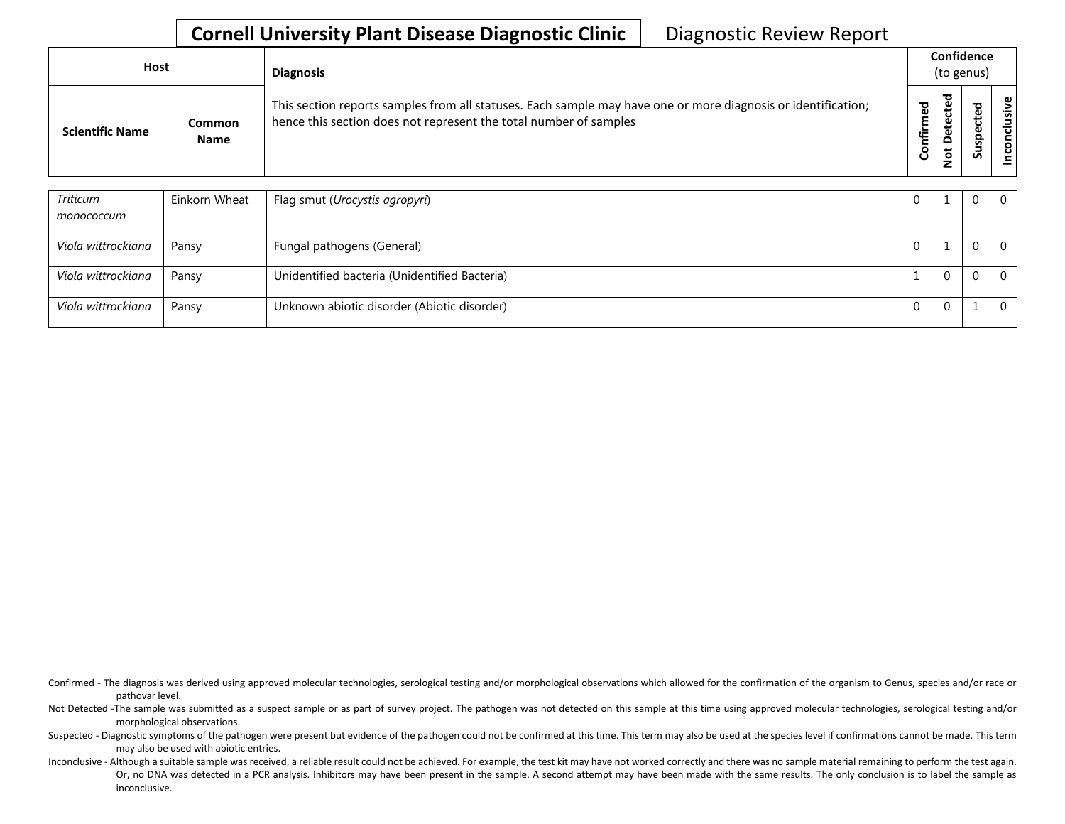# Cornell University Plant Disease Diagnostic Clinic

Diagnostic Review Report

| Host | | Diagnosis | Confidence (to genus) | | | |
|---|---|---|---|---|---|---|
| Scientific Name | Common Name | This section reports samples from all statuses. Each sample may have one or more diagnosis or identification; hence this section does not represent the total number of samples | Confirmed | Not Detected | Suspected | Inconclusive |
| *Triticum monococcum* | Einkorn Wheat | Flag smut (*Urocystis agropyri*) | 0 | 1 | 0 | 0 |
| *Viola wittrockiana* | Pansy | Fungal pathogens (General) | 0 | 1 | 0 | 0 |
| *Viola wittrockiana* | Pansy | Unidentified bacteria (Unidentified Bacteria) | 1 | 0 | 0 | 0 |
| *Viola wittrockiana* | Pansy | Unknown abiotic disorder (Abiotic disorder) | 0 | 0 | 1 | 0 |

Confirmed - The diagnosis was derived using approved molecular technologies, serological testing and/or morphological observations which allowed for the confirmation of the organism to Genus, species and/or race or pathovar level.

Not Detected -The sample was submitted as a suspect sample or as part of survey project. The pathogen was not detected on this sample at this time using approved molecular technologies, serological testing and/or morphological observations.

Suspected - Diagnostic symptoms of the pathogen were present but evidence of the pathogen could not be confirmed at this time. This term may also be used at the species level if confirmations cannot be made. This term may also be used with abiotic entries.

Inconclusive - Although a suitable sample was received, a reliable result could not be achieved. For example, the test kit may have not worked correctly and there was no sample material remaining to perform the test again. Or, no DNA was detected in a PCR analysis. Inhibitors may have been present in the sample. A second attempt may have been made with the same results. The only conclusion is to label the sample as inconclusive.